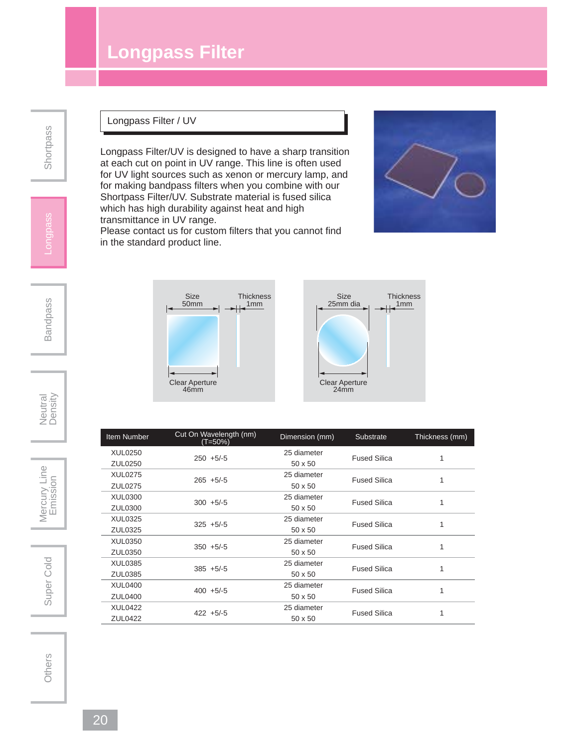# Longpass Filter

## Longpass Filter / UV

Longpass Filter/UV is designed to have a sharp transition at each cut on point in UV range. This line is often used for UV light sources such as xenon or mercury lamp, and for making bandpass filters when you combine with our Shortpass Filter/UV. Substrate material is fused silica which has high durability against heat and high transmittance in UV range.
Please contact us for custom filters that you cannot find in the standard product line.

Size 50mm, Thickness 1mm, Clear Aperture 46mm

Size 25mm dia, Thickness 1mm, Clear Aperture 24mm

| Item Number | Cut On Wavelength (nm) (T=50%) | Dimension (mm) | Substrate | Thickness (mm) |
|---|---|---|---|---|
| XUL0250 | 250 +5/-5 | 25 diameter | Fused Silica | 1 |
| ZUL0250 | 250 +5/-5 | 50 x 50 | Fused Silica | 1 |
| XUL0275 | 265 +5/-5 | 25 diameter | Fused Silica | 1 |
| ZUL0275 | 265 +5/-5 | 50 x 50 | Fused Silica | 1 |
| XUL0300 | 300 +5/-5 | 25 diameter | Fused Silica | 1 |
| ZUL0300 | 300 +5/-5 | 50 x 50 | Fused Silica | 1 |
| XUL0325 | 325 +5/-5 | 25 diameter | Fused Silica | 1 |
| ZUL0325 | 325 +5/-5 | 50 x 50 | Fused Silica | 1 |
| XUL0350 | 350 +5/-5 | 25 diameter | Fused Silica | 1 |
| ZUL0350 | 350 +5/-5 | 50 x 50 | Fused Silica | 1 |
| XUL0385 | 385 +5/-5 | 25 diameter | Fused Silica | 1 |
| ZUL0385 | 385 +5/-5 | 50 x 50 | Fused Silica | 1 |
| XUL0400 | 400 +5/-5 | 25 diameter | Fused Silica | 1 |
| ZUL0400 | 400 +5/-5 | 50 x 50 | Fused Silica | 1 |
| XUL0422 | 422 +5/-5 | 25 diameter | Fused Silica | 1 |
| ZUL0422 | 422 +5/-5 | 50 x 50 | Fused Silica | 1 |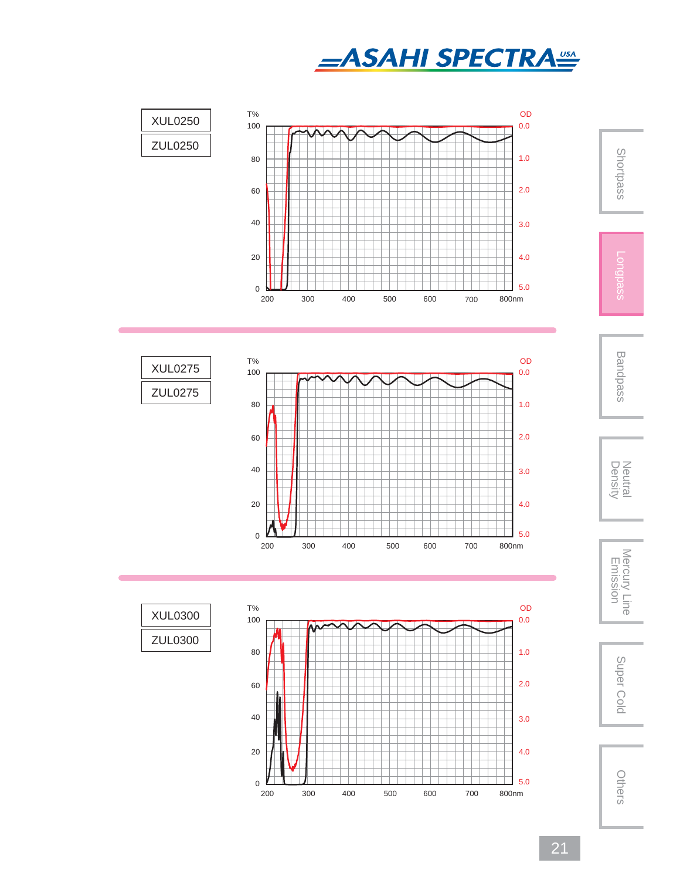XUL0250

ZUL0250

T%

OD

100 80 60 40 20 0

0.0 1.0 2.0 3.0 4.0 5.0

200 300 400 500 600 700 800nm

XUL0275

ZUL0275

T%

OD

100 80 60 40 20 0

0.0 1.0 2.0 3.0 4.0 5.0

200 300 400 500 600 700 800nm

XUL0300

ZUL0300

T%

OD

100 80 60 40 20 0

0.0 1.0 2.0 3.0 4.0 5.0

200 300 400 500 600 700 800nm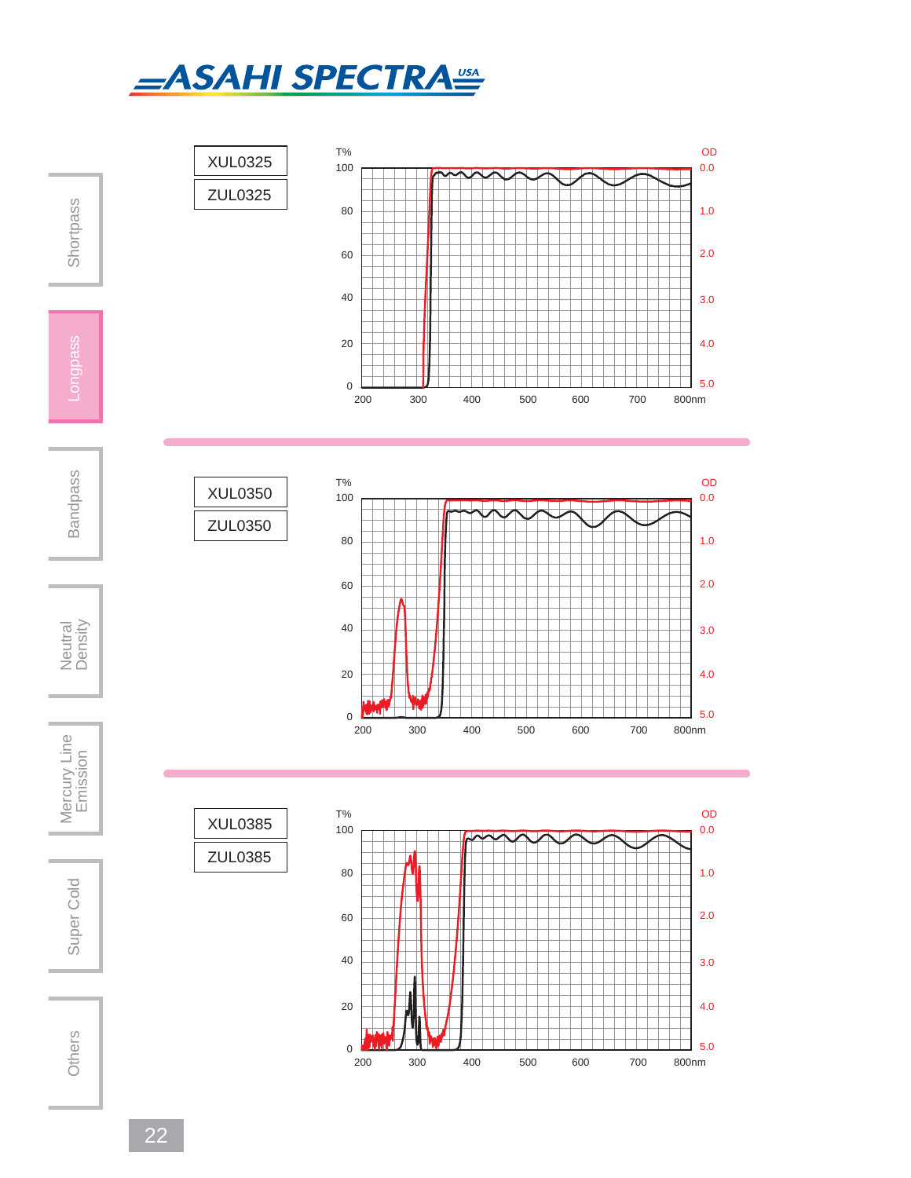XUL0325

ZUL0325

T%

OD

100 80 60 40 20 0

0.0 1.0 2.0 3.0 4.0 5.0

200 300 400 500 600 700 800nm

XUL0350

ZUL0350

T%

OD

100 80 60 40 20 0

0.0 1.0 2.0 3.0 4.0 5.0

200 300 400 500 600 700 800nm

XUL0385

ZUL0385

T%

OD

100 80 60 40 20 0

0.0 1.0 2.0 3.0 4.0 5.0

200 300 400 500 600 700 800nm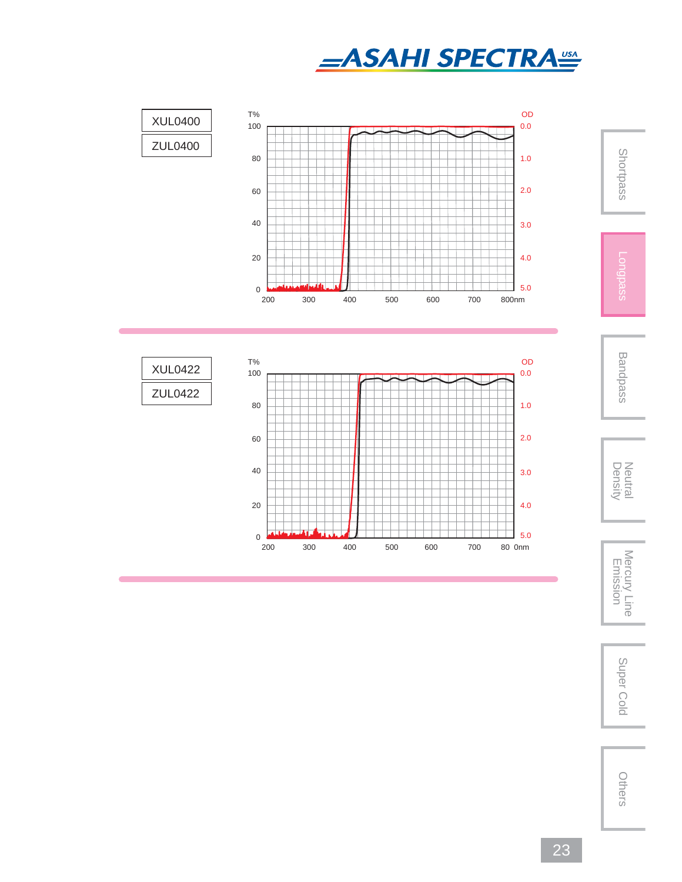XUL0400

ZUL0400

T%

100

80

60

40

20

0

200 300 400 500 600 700 800nm

OD

0.0

1.0

2.0

3.0

4.0

5.0

XUL0422

ZUL0422

T%

100

80

60

40

20

0

200 300 400 500 600 700 800nm

OD

0.0

1.0

2.0

3.0

4.0

5.0

Shortpass

Longpass

Bandpass

Neutral Density

Mercury Line Emission

Super Cold

Others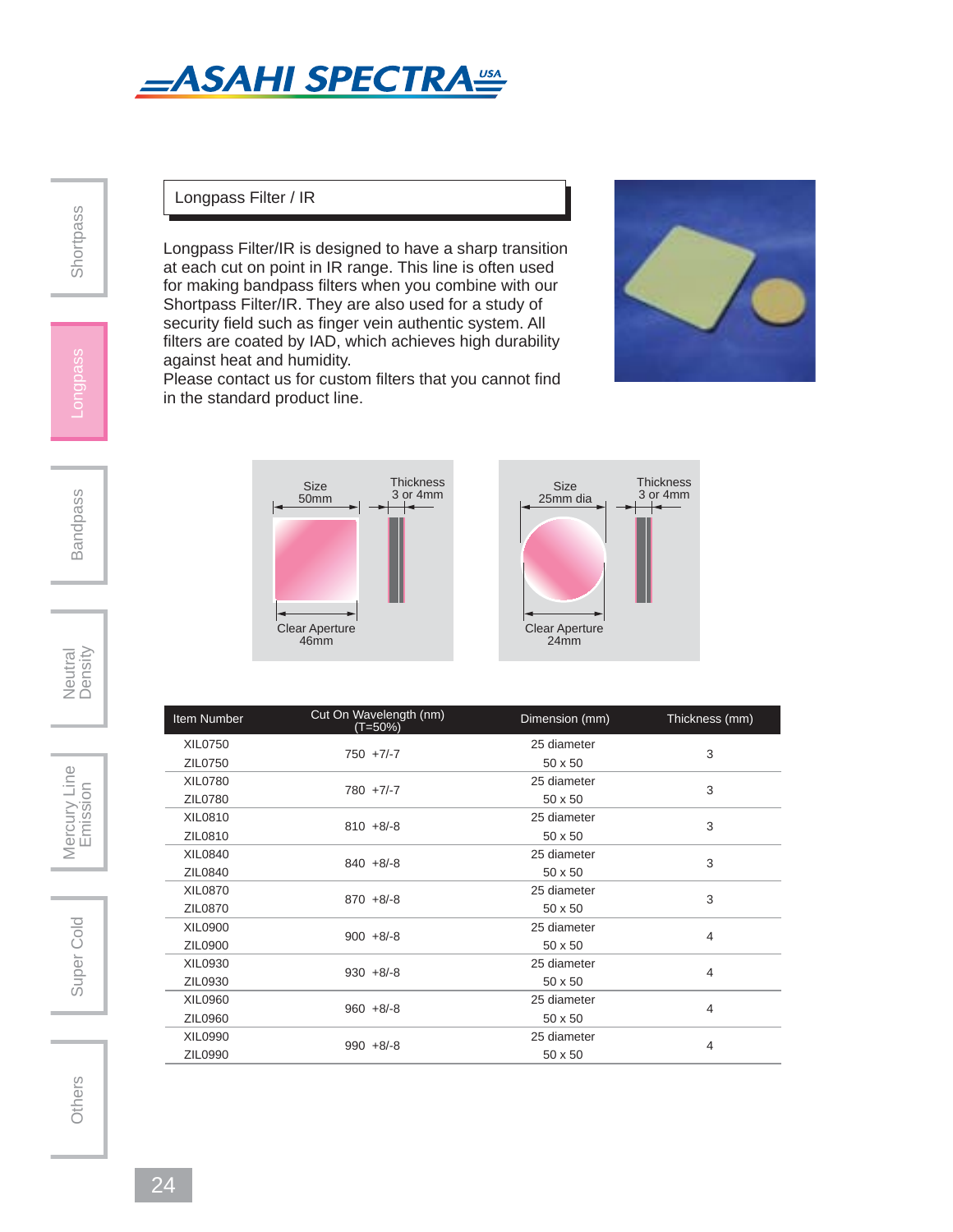## Longpass Filter / IR

Longpass Filter/IR is designed to have a sharp transition at each cut on point in IR range. This line is often used for making bandpass filters when you combine with our Shortpass Filter/IR. They are also used for a study of security field such as finger vein authentic system. All filters are coated by IAD, which achieves high durability against heat and humidity.
Please contact us for custom filters that you cannot find in the standard product line.

Size 50mm — Thickness 3 or 4mm — Clear Aperture 46mm

Size 25mm dia — Thickness 3 or 4mm — Clear Aperture 24mm

| Item Number | Cut On Wavelength (nm) (T=50%) | Dimension (mm) | Thickness (mm) |
|---|---|---|---|
| XIL0750 | 750 +7/-7 | 25 diameter | 3 |
| ZIL0750 | 750 +7/-7 | 50 x 50 | 3 |
| XIL0780 | 780 +7/-7 | 25 diameter | 3 |
| ZIL0780 | 780 +7/-7 | 50 x 50 | 3 |
| XIL0810 | 810 +8/-8 | 25 diameter | 3 |
| ZIL0810 | 810 +8/-8 | 50 x 50 | 3 |
| XIL0840 | 840 +8/-8 | 25 diameter | 3 |
| ZIL0840 | 840 +8/-8 | 50 x 50 | 3 |
| XIL0870 | 870 +8/-8 | 25 diameter | 3 |
| ZIL0870 | 870 +8/-8 | 50 x 50 | 3 |
| XIL0900 | 900 +8/-8 | 25 diameter | 4 |
| ZIL0900 | 900 +8/-8 | 50 x 50 | 4 |
| XIL0930 | 930 +8/-8 | 25 diameter | 4 |
| ZIL0930 | 930 +8/-8 | 50 x 50 | 4 |
| XIL0960 | 960 +8/-8 | 25 diameter | 4 |
| ZIL0960 | 960 +8/-8 | 50 x 50 | 4 |
| XIL0990 | 990 +8/-8 | 25 diameter | 4 |
| ZIL0990 | 990 +8/-8 | 50 x 50 | 4 |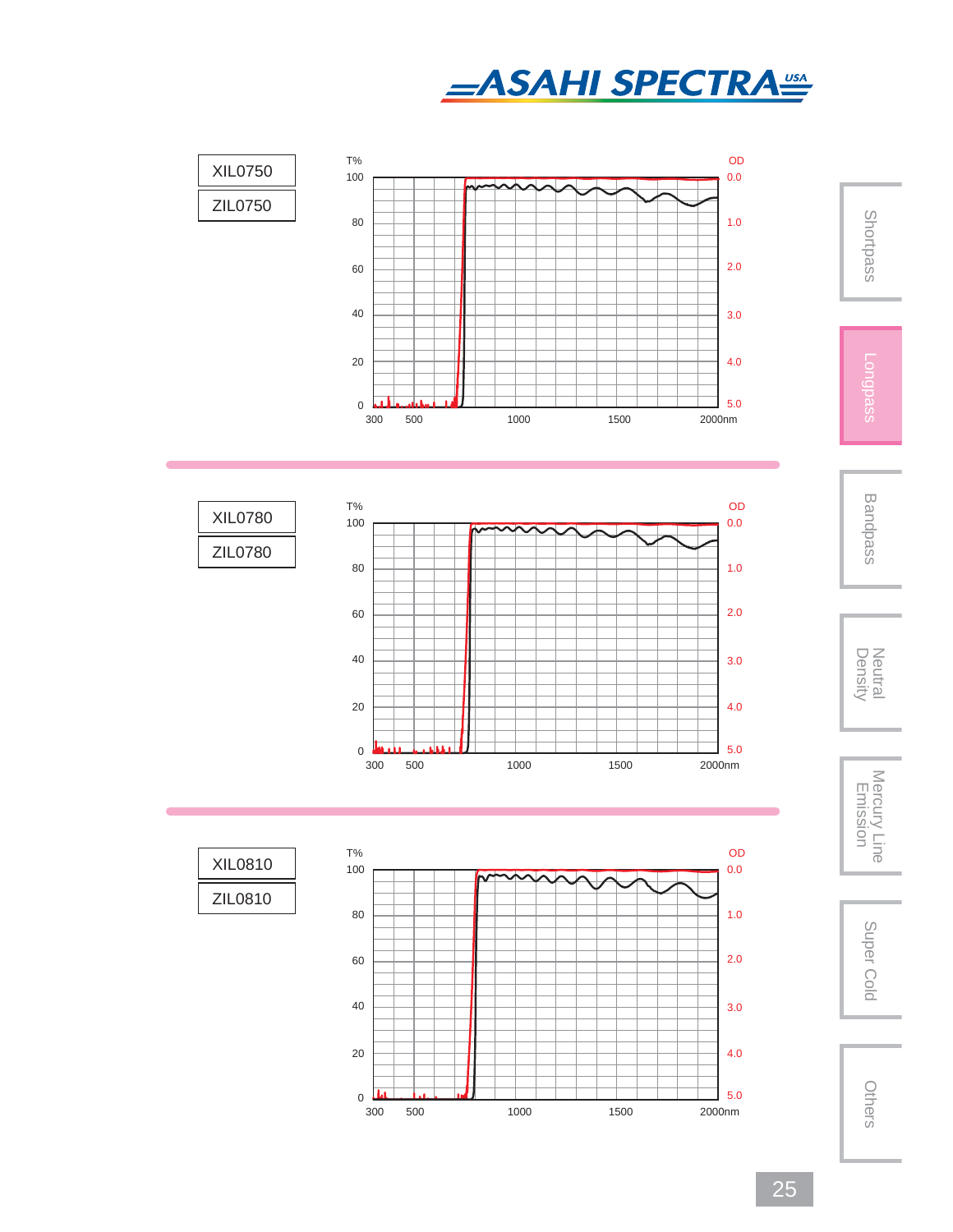XIL0750

ZIL0750

XIL0780

ZIL0780

XIL0810

ZIL0810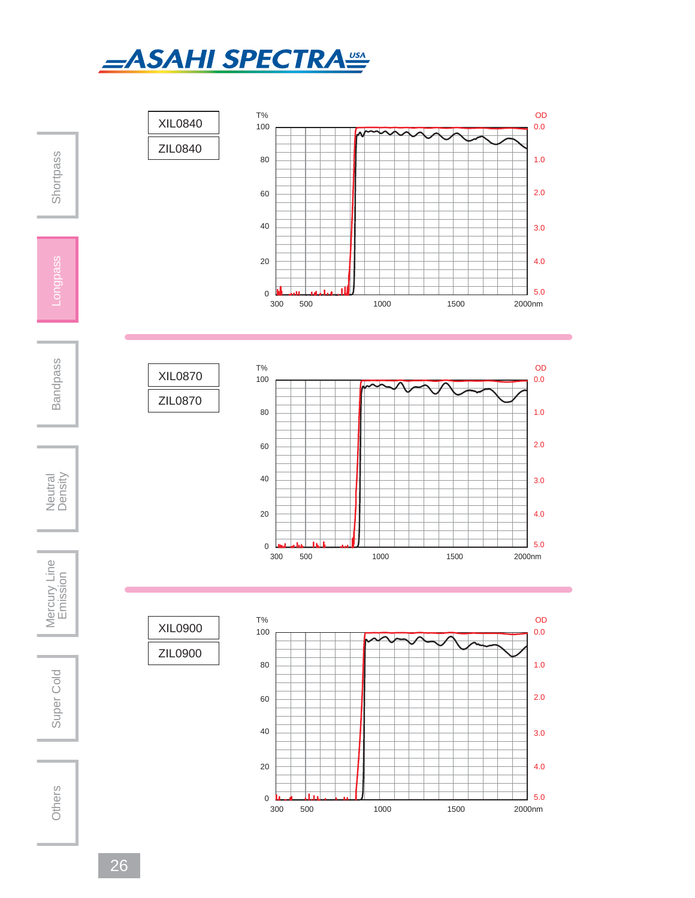XIL0840

ZIL0840

XIL0870

ZIL0870

XIL0900

ZIL0900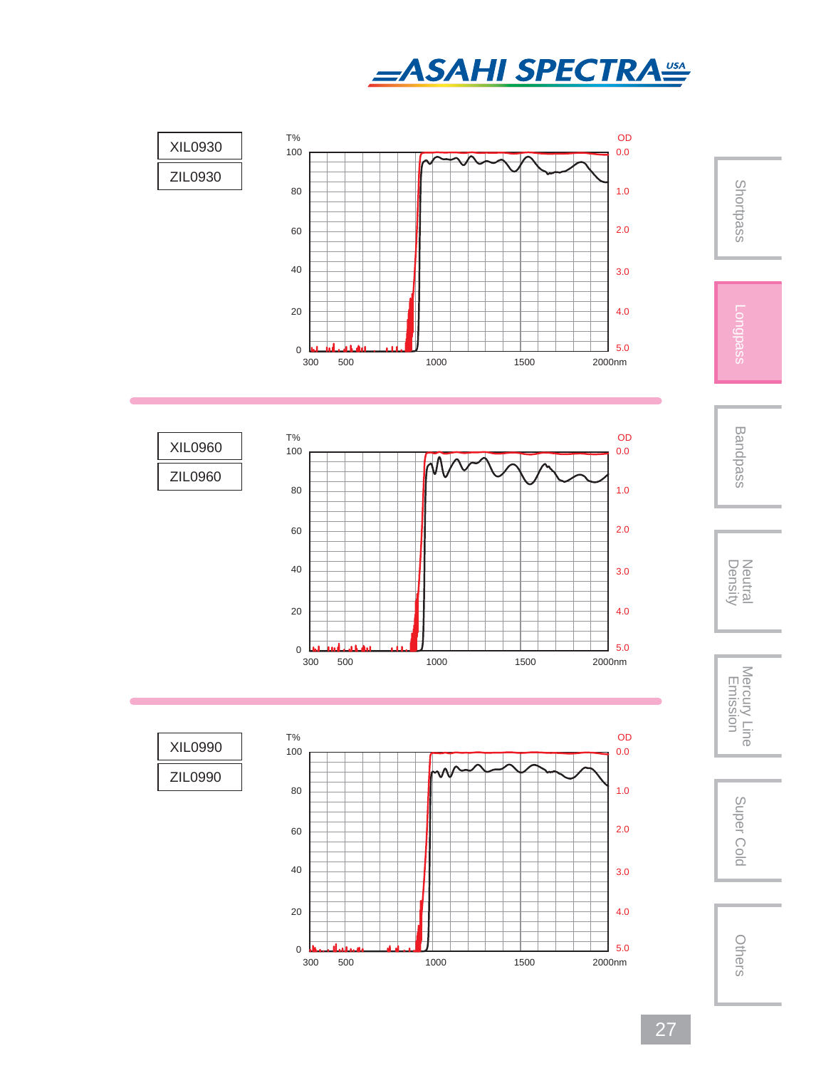XIL0930

ZIL0930

T%
100
80
60
40
20
0
300 500 1000 1500 2000nm
OD
0.0
1.0
2.0
3.0
4.0
5.0

XIL0960

ZIL0960

T%
100
80
60
40
20
0
300 500 1000 1500 2000nm
OD
0.0
1.0
2.0
3.0
4.0
5.0

XIL0990

ZIL0990

T%
100
80
60
40
20
0
300 500 1000 1500 2000nm
OD
0.0
1.0
2.0
3.0
4.0
5.0

Shortpass

Longpass

Bandpass

Neutral Density

Mercury Line Emission

Super Cold

Others